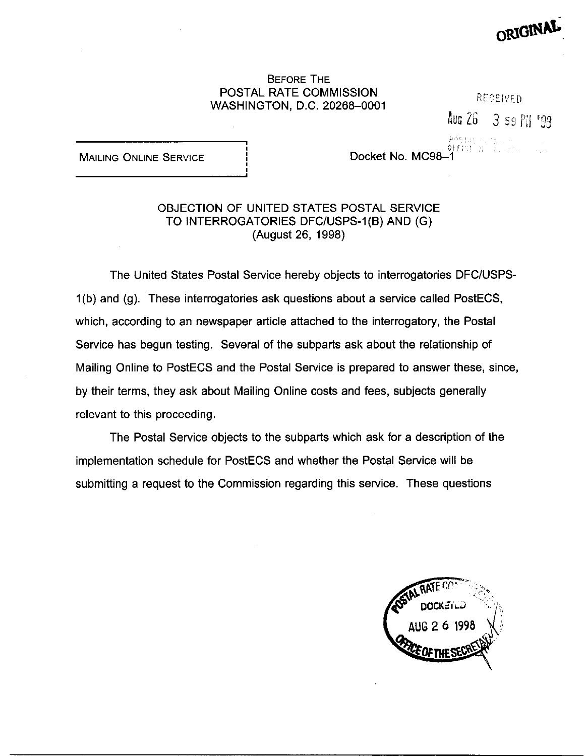ORIGINAL

BEFORE THE
POSTAL RATE COMMISSION
WASHINGTON, D.C. 20268-0001

RECEIVED

AUG 26 3 59 PM '98

MAILING ONLINE SERVICE

Docket No. MC98-1

OBJECTION OF UNITED STATES POSTAL SERVICE
TO INTERROGATORIES DFC/USPS-1(B) AND (G)
(August 26, 1998)

The United States Postal Service hereby objects to interrogatories DFC/USPS-1(b) and (g). These interrogatories ask questions about a service called PostECS, which, according to an newspaper article attached to the interrogatory, the Postal Service has begun testing. Several of the subparts ask about the relationship of Mailing Online to PostECS and the Postal Service is prepared to answer these, since, by their terms, they ask about Mailing Online costs and fees, subjects generally relevant to this proceeding.

The Postal Service objects to the subparts which ask for a description of the implementation schedule for PostECS and whether the Postal Service will be submitting a request to the Commission regarding this service. These questions

POSTAL RATE COMMISSION
DOCKETED
AUG 26 1998
OFFICE OF THE SECRETARY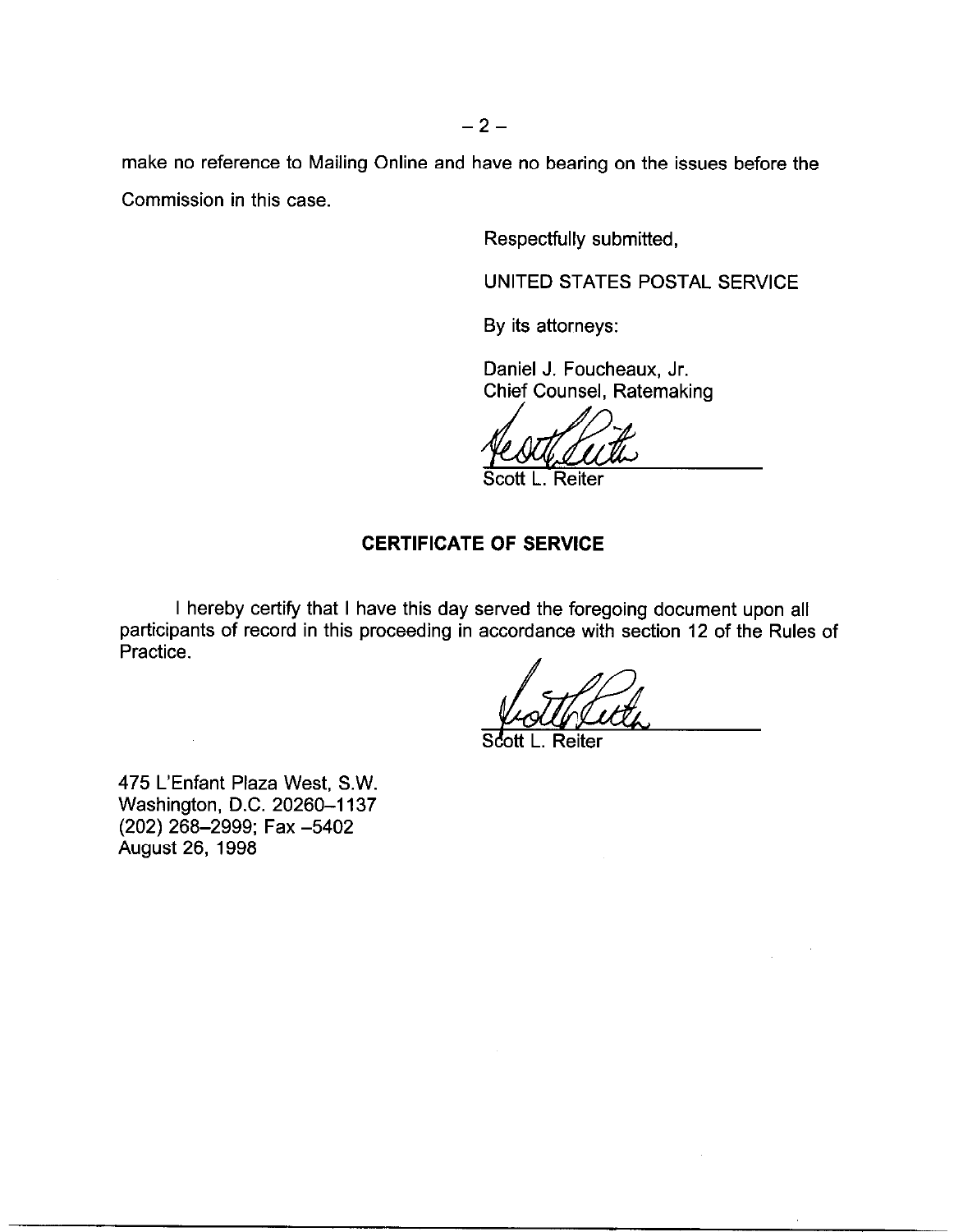make no reference to Mailing Online and have no bearing on the issues before the Commission in this case.

Respectfully submitted,

UNITED STATES POSTAL SERVICE

By its attorneys:

Daniel J. Foucheaux, Jr.
Chief Counsel, Ratemaking

Scott L. Reiter

## CERTIFICATE OF SERVICE

I hereby certify that I have this day served the foregoing document upon all participants of record in this proceeding in accordance with section 12 of the Rules of Practice.

Scott L. Reiter

475 L'Enfant Plaza West, S.W.
Washington, D.C. 20260–1137
(202) 268–2999; Fax –5402
August 26, 1998